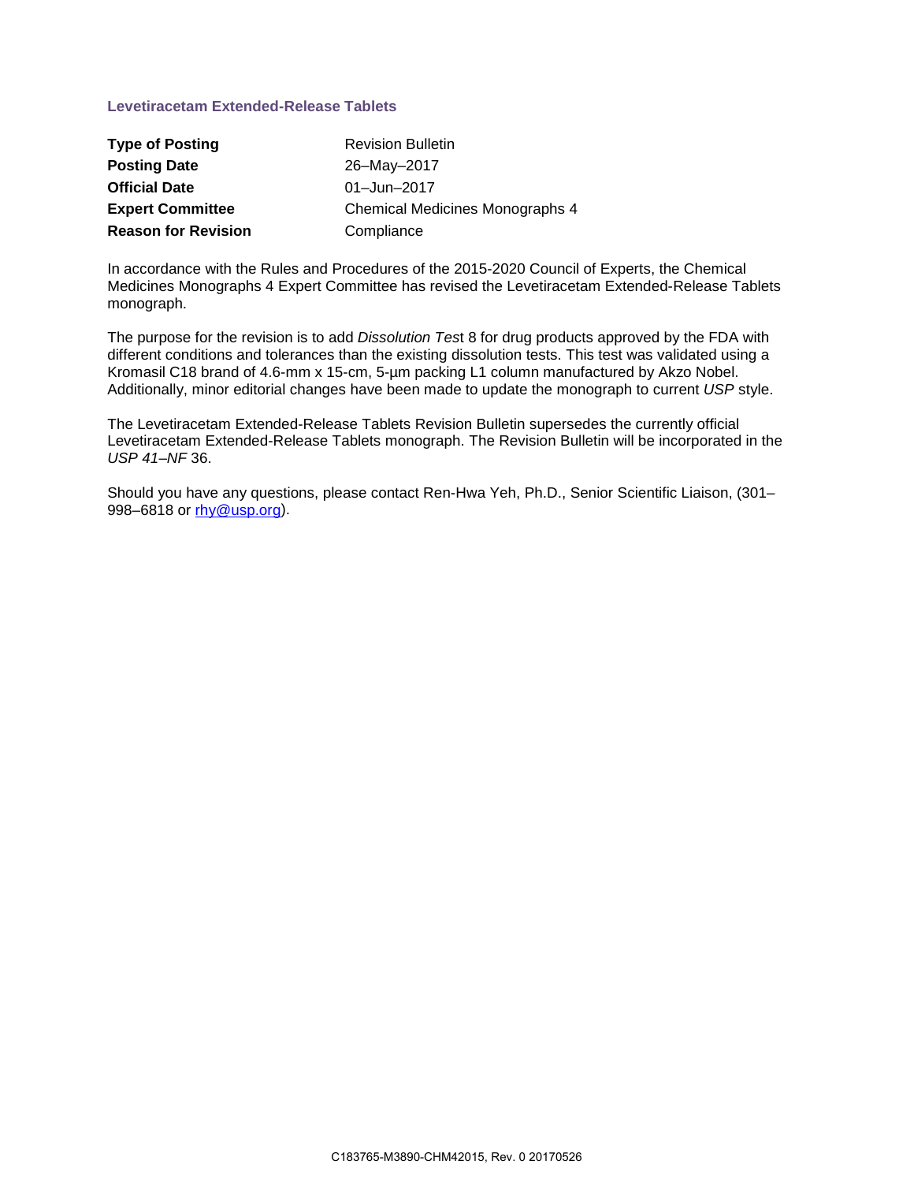## Levetiracetam Extended-Release Tablets

| | |
|---|---|
| **Type of Posting** | Revision Bulletin |
| **Posting Date** | 26–May–2017 |
| **Official Date** | 01–Jun–2017 |
| **Expert Committee** | Chemical Medicines Monographs 4 |
| **Reason for Revision** | Compliance |

In accordance with the Rules and Procedures of the 2015-2020 Council of Experts, the Chemical Medicines Monographs 4 Expert Committee has revised the Levetiracetam Extended-Release Tablets monograph.

The purpose for the revision is to add *Dissolution Test* 8 for drug products approved by the FDA with different conditions and tolerances than the existing dissolution tests. This test was validated using a Kromasil C18 brand of 4.6-mm x 15-cm, 5-µm packing L1 column manufactured by Akzo Nobel. Additionally, minor editorial changes have been made to update the monograph to current *USP* style.

The Levetiracetam Extended-Release Tablets Revision Bulletin supersedes the currently official Levetiracetam Extended-Release Tablets monograph. The Revision Bulletin will be incorporated in the *USP 41–NF* 36.

Should you have any questions, please contact Ren-Hwa Yeh, Ph.D., Senior Scientific Liaison, (301–998–6818 or rhy@usp.org).

C183765-M3890-CHM42015, Rev. 0 20170526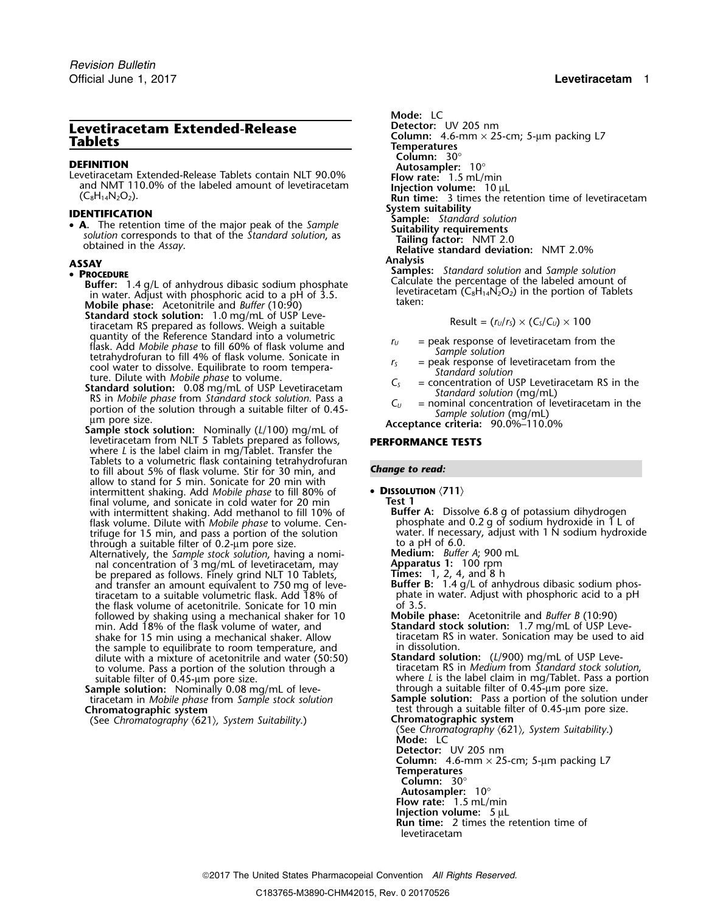# Levetiracetam Extended-Release Tablets

## DEFINITION

Levetiracetam Extended-Release Tablets contain NLT 90.0% and NMT 110.0% of the labeled amount of levetiracetam ($C_8H_{14}N_2O_2$).

## IDENTIFICATION

- **A.** The retention time of the major peak of the *Sample solution* corresponds to that of the *Standard solution*, as obtained in the *Assay*.

## ASSAY

- **PROCEDURE**

**Buffer:** 1.4 g/L of anhydrous dibasic sodium phosphate in water. Adjust with phosphoric acid to a pH of 3.5.

**Mobile phase:** Acetonitrile and *Buffer* (10:90)

**Standard stock solution:** 1.0 mg/mL of USP Levetiracetam RS prepared as follows. Weigh a suitable quantity of the Reference Standard into a volumetric flask. Add *Mobile phase* to fill 60% of flask volume and tetrahydrofuran to fill 4% of flask volume. Sonicate in cool water to dissolve. Equilibrate to room temperature. Dilute with *Mobile phase* to volume.

**Standard solution:** 0.08 mg/mL of USP Levetiracetam RS in *Mobile phase* from *Standard stock solution*. Pass a portion of the solution through a suitable filter of 0.45-µm pore size.

**Sample stock solution:** Nominally ($L$/100) mg/mL of levetiracetam from NLT 5 Tablets prepared as follows, where $L$ is the label claim in mg/Tablet. Transfer the Tablets to a volumetric flask containing tetrahydrofuran to fill about 5% of flask volume. Stir for 30 min, and allow to stand for 5 min. Sonicate for 20 min with intermittent shaking. Add *Mobile phase* to fill 80% of final volume, and sonicate in cold water for 20 min with intermittent shaking. Add methanol to fill 10% of flask volume. Dilute with *Mobile phase* to volume. Centrifuge for 15 min, and pass a portion of the solution through a suitable filter of 0.2-µm pore size.

Alternatively, the *Sample stock solution*, having a nominal concentration of 3 mg/mL of levetiracetam, may be prepared as follows. Finely grind NLT 10 Tablets, and transfer an amount equivalent to 750 mg of levetiracetam to a suitable volumetric flask. Add 18% of the flask volume of acetonitrile. Sonicate for 10 min followed by shaking using a mechanical shaker for 10 min. Add 18% of the flask volume of water, and shake for 15 min using a mechanical shaker. Allow the sample to equilibrate to room temperature, and dilute with a mixture of acetonitrile and water (50:50) to volume. Pass a portion of the solution through a suitable filter of 0.45-µm pore size.

**Sample solution:** Nominally 0.08 mg/mL of levetiracetam in *Mobile phase* from *Sample stock solution*

**Chromatographic system**

(See *Chromatography* ⟨621⟩, *System Suitability*.)

**Mode:** LC

**Detector:** UV 205 nm

**Column:** 4.6-mm × 25-cm; 5-µm packing L7

**Temperatures**

**Column:** 30°

**Autosampler:** 10°

**Flow rate:** 1.5 mL/min

**Injection volume:** 10 µL

**Run time:** 3 times the retention time of levetiracetam

**System suitability**

**Sample:** *Standard solution*

**Suitability requirements**

**Tailing factor:** NMT 2.0

**Relative standard deviation:** NMT 2.0%

**Analysis**

**Samples:** *Standard solution* and *Sample solution*

Calculate the percentage of the labeled amount of levetiracetam ($C_8H_{14}N_2O_2$) in the portion of Tablets taken:

$$\text{Result} = (r_U/r_S) \times (C_S/C_U) \times 100$$

- $r_U$ = peak response of levetiracetam from the *Sample solution*
- $r_S$ = peak response of levetiracetam from the *Standard solution*
- $C_S$ = concentration of USP Levetiracetam RS in the *Standard solution* (mg/mL)
- $C_U$ = nominal concentration of levetiracetam in the *Sample solution* (mg/mL)

**Acceptance criteria:** 90.0%–110.0%

## PERFORMANCE TESTS

***Change to read:***

- **DISSOLUTION** ⟨711⟩

**Test 1**

**Buffer A:** Dissolve 6.8 g of potassium dihydrogen phosphate and 0.2 g of sodium hydroxide in 1 L of water. If necessary, adjust with 1 N sodium hydroxide to a pH of 6.0.

**Medium:** *Buffer A*; 900 mL

**Apparatus 1:** 100 rpm

**Times:** 1, 2, 4, and 8 h

**Buffer B:** 1.4 g/L of anhydrous dibasic sodium phosphate in water. Adjust with phosphoric acid to a pH of 3.5.

**Mobile phase:** Acetonitrile and *Buffer B* (10:90)

**Standard stock solution:** 1.7 mg/mL of USP Levetiracetam RS in water. Sonication may be used to aid in dissolution.

**Standard solution:** ($L$/900) mg/mL of USP Levetiracetam RS in *Medium* from *Standard stock solution*, where $L$ is the label claim in mg/Tablet. Pass a portion through a suitable filter of 0.45-µm pore size.

**Sample solution:** Pass a portion of the solution under test through a suitable filter of 0.45-µm pore size.

**Chromatographic system**

(See *Chromatography* ⟨621⟩, *System Suitability*.)

**Mode:** LC

**Detector:** UV 205 nm

**Column:** 4.6-mm × 25-cm; 5-µm packing L7

**Temperatures**

**Column:** 30°

**Autosampler:** 10°

**Flow rate:** 1.5 mL/min

**Injection volume:** 5 µL

**Run time:** 2 times the retention time of levetiracetam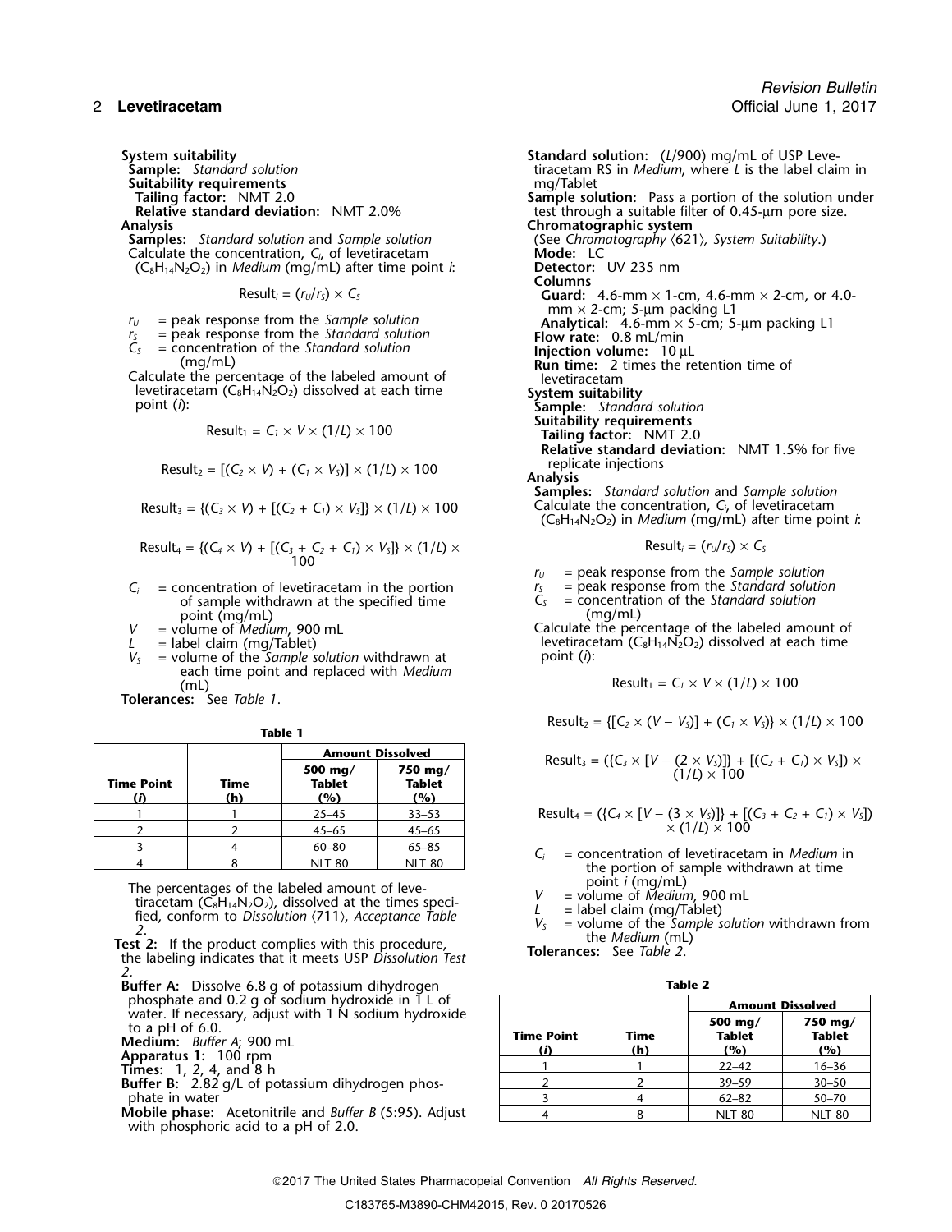**System suitability**

**Sample:** *Standard solution*

**Suitability requirements**

**Tailing factor:** NMT 2.0

**Relative standard deviation:** NMT 2.0%

**Analysis**

**Samples:** *Standard solution* and *Sample solution*

Calculate the concentration, $C_i$, of levetiracetam ($C_8H_{14}N_2O_2$) in *Medium* (mg/mL) after time point *i*:

$$\text{Result}_i = (r_U/r_S) \times C_S$$

$r_U$ = peak response from the *Sample solution*
$r_S$ = peak response from the *Standard solution*
$C_S$ = concentration of the *Standard solution* (mg/mL)

Calculate the percentage of the labeled amount of levetiracetam ($C_8H_{14}N_2O_2$) dissolved at each time point (*i*):

$$\text{Result}_1 = C_1 \times V \times (1/L) \times 100$$

$$\text{Result}_2 = [(C_2 \times V) + (C_1 \times V_S)] \times (1/L) \times 100$$

$$\text{Result}_3 = \{(C_3 \times V) + [(C_2 + C_1) \times V_S]\} \times (1/L) \times 100$$

$$\text{Result}_4 = \{(C_4 \times V) + [(C_3 + C_2 + C_1) \times V_S]\} \times (1/L) \times 100$$

$C_i$ = concentration of levetiracetam in the portion of sample withdrawn at the specified time point (mg/mL)
$V$ = volume of *Medium*, 900 mL
$L$ = label claim (mg/Tablet)
$V_S$ = volume of the *Sample solution* withdrawn at each time point and replaced with *Medium* (mL)

**Tolerances:** See *Table 1*.

**Table 1**

| Time Point (*i*) | Time (h) | Amount Dissolved 500 mg/Tablet (%) | Amount Dissolved 750 mg/Tablet (%) |
|---|---|---|---|
| 1 | 1 | 25–45 | 33–53 |
| 2 | 2 | 45–65 | 45–65 |
| 3 | 4 | 60–80 | 65–85 |
| 4 | 8 | NLT 80 | NLT 80 |

The percentages of the labeled amount of levetiracetam ($C_8H_{14}N_2O_2$), dissolved at the times specified, conform to *Dissolution* ⟨711⟩, *Acceptance Table 2*.

**Test 2:** If the product complies with this procedure, the labeling indicates that it meets USP *Dissolution Test 2*.

**Buffer A:** Dissolve 6.8 g of potassium dihydrogen phosphate and 0.2 g of sodium hydroxide in 1 L of water. If necessary, adjust with 1 N sodium hydroxide to a pH of 6.0.

**Medium:** *Buffer A*; 900 mL

**Apparatus 1:** 100 rpm

**Times:** 1, 2, 4, and 8 h

**Buffer B:** 2.82 g/L of potassium dihydrogen phosphate in water

**Mobile phase:** Acetonitrile and *Buffer B* (5:95). Adjust with phosphoric acid to a pH of 2.0.

**Standard solution:** ($L$/900) mg/mL of USP Levetiracetam RS in *Medium*, where $L$ is the label claim in mg/Tablet

**Sample solution:** Pass a portion of the solution under test through a suitable filter of 0.45-µm pore size.

**Chromatographic system**

(See *Chromatography* ⟨621⟩, *System Suitability*.)

**Mode:** LC

**Detector:** UV 235 nm

**Columns**

**Guard:** 4.6-mm × 1-cm, 4.6-mm × 2-cm, or 4.0-mm × 2-cm; 5-µm packing L1

**Analytical:** 4.6-mm × 5-cm; 5-µm packing L1

**Flow rate:** 0.8 mL/min

**Injection volume:** 10 µL

**Run time:** 2 times the retention time of levetiracetam

**System suitability**

**Sample:** *Standard solution*

**Suitability requirements**

**Tailing factor:** NMT 2.0

**Relative standard deviation:** NMT 1.5% for five replicate injections

**Analysis**

**Samples:** *Standard solution* and *Sample solution*

Calculate the concentration, $C_i$, of levetiracetam ($C_8H_{14}N_2O_2$) in *Medium* (mg/mL) after time point *i*:

$$\text{Result}_i = (r_U/r_S) \times C_S$$

$r_U$ = peak response from the *Sample solution*
$r_S$ = peak response from the *Standard solution*
$C_S$ = concentration of the *Standard solution* (mg/mL)

Calculate the percentage of the labeled amount of levetiracetam ($C_8H_{14}N_2O_2$) dissolved at each time point (*i*):

$$\text{Result}_1 = C_1 \times V \times (1/L) \times 100$$

$$\text{Result}_2 = \{[C_2 \times (V - V_S)] + (C_1 \times V_S)\} \times (1/L) \times 100$$

$$\text{Result}_3 = (\{C_3 \times [V - (2 \times V_S)]\} + [(C_2 + C_1) \times V_S]) \times (1/L) \times 100$$

$$\text{Result}_4 = (\{C_4 \times [V - (3 \times V_S)]\} + [(C_3 + C_2 + C_1) \times V_S]) \times (1/L) \times 100$$

$C_i$ = concentration of levetiracetam in *Medium* in the portion of sample withdrawn at time point *i* (mg/mL)
$V$ = volume of *Medium*, 900 mL
$L$ = label claim (mg/Tablet)
$V_S$ = volume of the *Sample solution* withdrawn from the *Medium* (mL)

**Tolerances:** See *Table 2*.

**Table 2**

| Time Point (*i*) | Time (h) | Amount Dissolved 500 mg/Tablet (%) | Amount Dissolved 750 mg/Tablet (%) |
|---|---|---|---|
| 1 | 1 | 22–42 | 16–36 |
| 2 | 2 | 39–59 | 30–50 |
| 3 | 4 | 62–82 | 50–70 |
| 4 | 8 | NLT 80 | NLT 80 |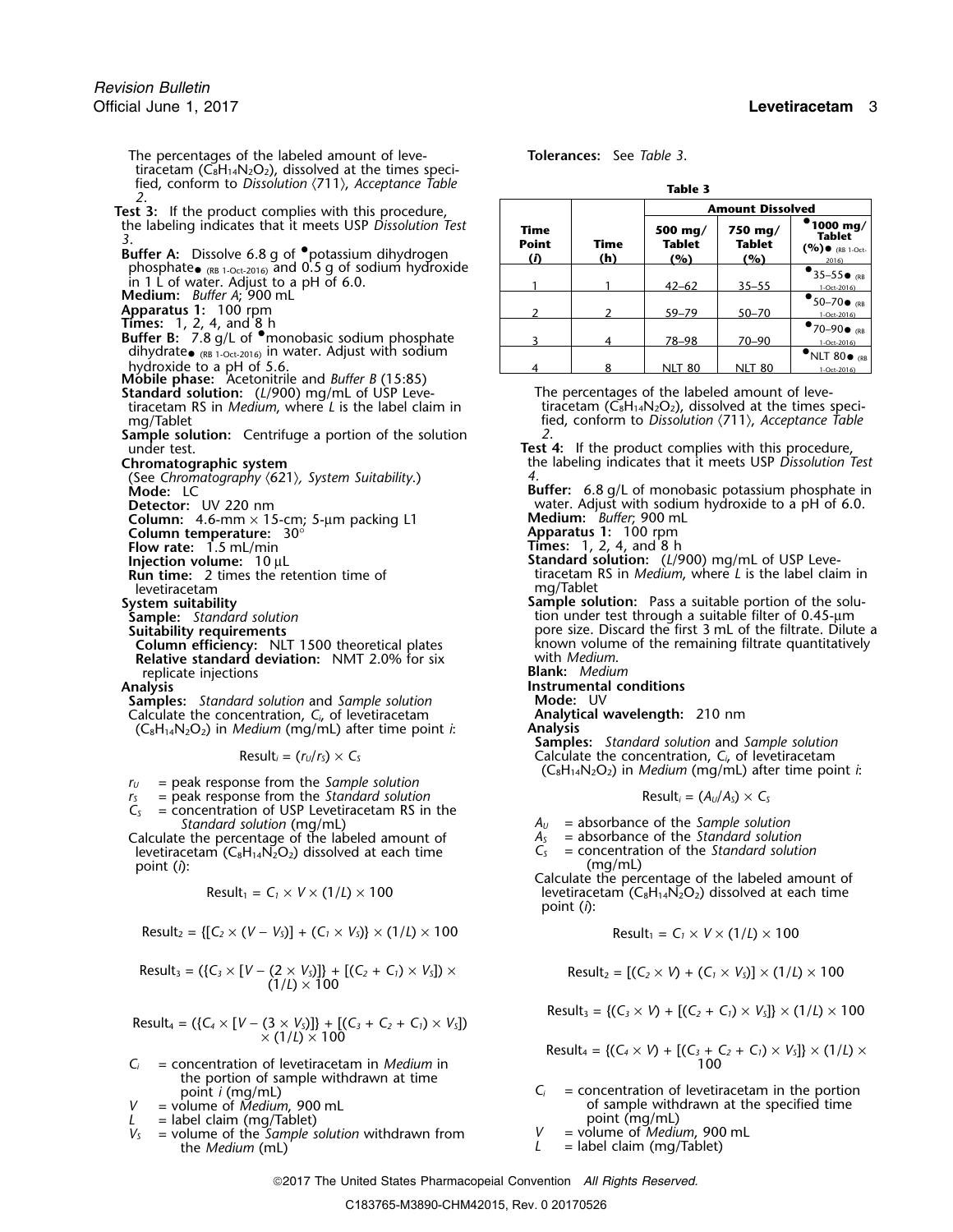The percentages of the labeled amount of levetiracetam ($C_8H_{14}N_2O_2$), dissolved at the times specified, conform to *Dissolution* ⟨711⟩, *Acceptance Table 2*.

**Test 3:** If the product complies with this procedure, the labeling indicates that it meets USP *Dissolution Test 3*.

**Buffer A:** Dissolve 6.8 g of •potassium dihydrogen phosphate• (RB 1-Oct-2016) and 0.5 g of sodium hydroxide in 1 L of water. Adjust to a pH of 6.0.

**Medium:** *Buffer A*; 900 mL

**Apparatus 1:** 100 rpm

**Times:** 1, 2, 4, and 8 h

**Buffer B:** 7.8 g/L of •monobasic sodium phosphate dihydrate• (RB 1-Oct-2016) in water. Adjust with sodium hydroxide to a pH of 5.6.

**Mobile phase:** Acetonitrile and *Buffer B* (15:85)

**Standard solution:** ($L$/900) mg/mL of USP Levetiracetam RS in *Medium*, where $L$ is the label claim in mg/Tablet

**Sample solution:** Centrifuge a portion of the solution under test.

**Chromatographic system**

(See *Chromatography* ⟨621⟩, *System Suitability*.)

**Mode:** LC

**Detector:** UV 220 nm

**Column:** 4.6-mm × 15-cm; 5-µm packing L1

**Column temperature:** 30°

**Flow rate:** 1.5 mL/min

**Injection volume:** 10 µL

**Run time:** 2 times the retention time of levetiracetam

**System suitability**

**Sample:** *Standard solution*

**Suitability requirements**

**Column efficiency:** NLT 1500 theoretical plates

**Relative standard deviation:** NMT 2.0% for six replicate injections

**Analysis**

**Samples:** *Standard solution* and *Sample solution*

Calculate the concentration, $C_i$, of levetiracetam ($C_8H_{14}N_2O_2$) in *Medium* (mg/mL) after time point $i$:

$$\text{Result}_i = (r_U/r_S) \times C_S$$

$r_U$ = peak response from the *Sample solution*
$r_S$ = peak response from the *Standard solution*
$C_S$ = concentration of USP Levetiracetam RS in the *Standard solution* (mg/mL)

Calculate the percentage of the labeled amount of levetiracetam ($C_8H_{14}N_2O_2$) dissolved at each time point ($i$):

$$\text{Result}_1 = C_1 \times V \times (1/L) \times 100$$

$$\text{Result}_2 = \{[C_2 \times (V - V_S)] + (C_1 \times V_S)\} \times (1/L) \times 100$$

$$\text{Result}_3 = (\{C_3 \times [V - (2 \times V_S)]\} + [(C_2 + C_1) \times V_S]) \times (1/L) \times 100$$

$$\text{Result}_4 = (\{C_4 \times [V - (3 \times V_S)]\} + [(C_3 + C_2 + C_1) \times V_S]) \times (1/L) \times 100$$

$C_i$ = concentration of levetiracetam in *Medium* in the portion of sample withdrawn at time point $i$ (mg/mL)
$V$ = volume of *Medium*, 900 mL
$L$ = label claim (mg/Tablet)
$V_S$ = volume of the *Sample solution* withdrawn from the *Medium* (mL)

**Tolerances:** See *Table 3*.

**Table 3**

| Time Point (*i*) | Time (h) | Amount Dissolved 500 mg/Tablet (%) | Amount Dissolved 750 mg/Tablet (%) | Amount Dissolved •1000 mg/Tablet (%)• (RB 1-Oct-2016) |
|---|---|---|---|---|
| 1 | 1 | 42–62 | 35–55 | •35–55• (RB 1-Oct-2016) |
| 2 | 2 | 59–79 | 50–70 | •50–70• (RB 1-Oct-2016) |
| 3 | 4 | 78–98 | 70–90 | •70–90• (RB 1-Oct-2016) |
| 4 | 8 | NLT 80 | NLT 80 | •NLT 80• (RB 1-Oct-2016) |

The percentages of the labeled amount of levetiracetam ($C_8H_{14}N_2O_2$), dissolved at the times specified, conform to *Dissolution* ⟨711⟩, *Acceptance Table 2*.

**Test 4:** If the product complies with this procedure, the labeling indicates that it meets USP *Dissolution Test 4*.

**Buffer:** 6.8 g/L of monobasic potassium phosphate in water. Adjust with sodium hydroxide to a pH of 6.0.

**Medium:** *Buffer*; 900 mL

**Apparatus 1:** 100 rpm

**Times:** 1, 2, 4, and 8 h

**Standard solution:** ($L$/900) mg/mL of USP Levetiracetam RS in *Medium*, where $L$ is the label claim in mg/Tablet

**Sample solution:** Pass a suitable portion of the solution under test through a suitable filter of 0.45-µm pore size. Discard the first 3 mL of the filtrate. Dilute a known volume of the remaining filtrate quantitatively with *Medium*.

**Blank:** *Medium*

**Instrumental conditions**

**Mode:** UV

**Analytical wavelength:** 210 nm

**Analysis**

**Samples:** *Standard solution* and *Sample solution*

Calculate the concentration, $C_i$, of levetiracetam ($C_8H_{14}N_2O_2$) in *Medium* (mg/mL) after time point $i$:

$$\text{Result}_i = (A_U/A_S) \times C_S$$

$A_U$ = absorbance of the *Sample solution*
$A_S$ = absorbance of the *Standard solution*
$C_S$ = concentration of the *Standard solution* (mg/mL)

Calculate the percentage of the labeled amount of levetiracetam ($C_8H_{14}N_2O_2$) dissolved at each time point ($i$):

$$\text{Result}_1 = C_1 \times V \times (1/L) \times 100$$

$$\text{Result}_2 = [(C_2 \times V) + (C_1 \times V_S)] \times (1/L) \times 100$$

$$\text{Result}_3 = \{(C_3 \times V) + [(C_2 + C_1) \times V_S]\} \times (1/L) \times 100$$

$$\text{Result}_4 = \{(C_4 \times V) + [(C_3 + C_2 + C_1) \times V_S]\} \times (1/L) \times 100$$

$C_i$ = concentration of levetiracetam in the portion of sample withdrawn at the specified time point (mg/mL)
$V$ = volume of *Medium*, 900 mL
$L$ = label claim (mg/Tablet)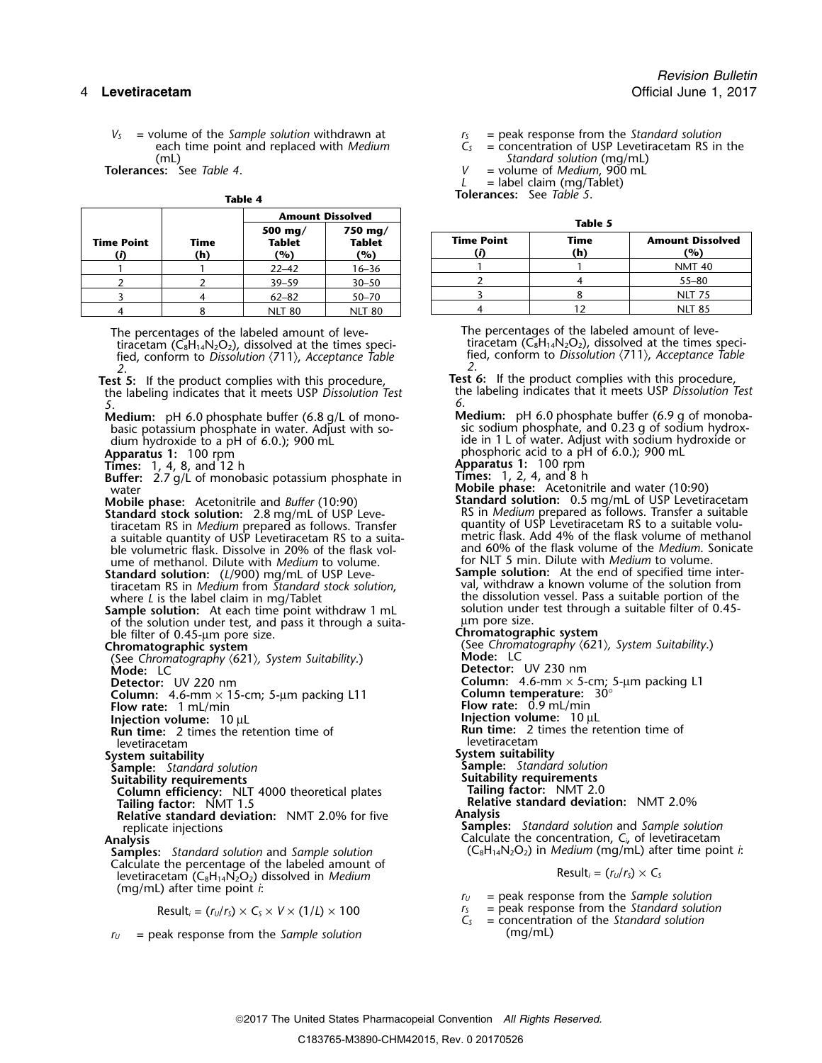$V_S$ = volume of the *Sample solution* withdrawn at each time point and replaced with *Medium* (mL)

**Tolerances:** See *Table 4*.

**Table 4**

| Time Point ($i$) | Time (h) | Amount Dissolved 500 mg/ Tablet (%) | Amount Dissolved 750 mg/ Tablet (%) |
|---|---|---|---|
| 1 | 1 | 22–42 | 16–36 |
| 2 | 2 | 39–59 | 30–50 |
| 3 | 4 | 62–82 | 50–70 |
| 4 | 8 | NLT 80 | NLT 80 |

The percentages of the labeled amount of levetiracetam ($C_8H_{14}N_2O_2$), dissolved at the times specified, conform to *Dissolution* ⟨711⟩, *Acceptance Table 2*.

**Test 5:** If the product complies with this procedure, the labeling indicates that it meets USP *Dissolution Test 5*.

**Medium:** pH 6.0 phosphate buffer (6.8 g/L of monobasic potassium phosphate in water. Adjust with sodium hydroxide to a pH of 6.0.); 900 mL

**Apparatus 1:** 100 rpm

**Times:** 1, 4, 8, and 12 h

**Buffer:** 2.7 g/L of monobasic potassium phosphate in water

**Mobile phase:** Acetonitrile and *Buffer* (10:90)

**Standard stock solution:** 2.8 mg/mL of USP Levetiracetam RS in *Medium* prepared as follows. Transfer a suitable quantity of USP Levetiracetam RS to a suitable volumetric flask. Dissolve in 20% of the flask volume of methanol. Dilute with *Medium* to volume.

**Standard solution:** ($L$/900) mg/mL of USP Levetiracetam RS in *Medium* from *Standard stock solution*, where $L$ is the label claim in mg/Tablet

**Sample solution:** At each time point withdraw 1 mL of the solution under test, and pass it through a suitable filter of 0.45-µm pore size.

**Chromatographic system**

(See *Chromatography* ⟨621⟩, *System Suitability*.)

**Mode:** LC

**Detector:** UV 220 nm

**Column:** 4.6-mm × 15-cm; 5-µm packing L11

**Flow rate:** 1 mL/min

**Injection volume:** 10 µL

**Run time:** 2 times the retention time of levetiracetam

**System suitability**

**Sample:** *Standard solution*

**Suitability requirements**

**Column efficiency:** NLT 4000 theoretical plates

**Tailing factor:** NMT 1.5

**Relative standard deviation:** NMT 2.0% for five replicate injections

**Analysis**

**Samples:** *Standard solution* and *Sample solution*

Calculate the percentage of the labeled amount of levetiracetam ($C_8H_{14}N_2O_2$) dissolved in *Medium* (mg/mL) after time point $i$:

$$\text{Result}_i = (r_U/r_S) \times C_S \times V \times (1/L) \times 100$$

$r_U$ = peak response from the *Sample solution*

$r_S$ = peak response from the *Standard solution*

$C_S$ = concentration of USP Levetiracetam RS in the *Standard solution* (mg/mL)

$V$ = volume of *Medium*, 900 mL

$L$ = label claim (mg/Tablet)

**Tolerances:** See *Table 5*.

**Table 5**

| Time Point ($i$) | Time (h) | Amount Dissolved (%) |
|---|---|---|
| 1 | 1 | NMT 40 |
| 2 | 4 | 55–80 |
| 3 | 8 | NLT 75 |
| 4 | 12 | NLT 85 |

The percentages of the labeled amount of levetiracetam ($C_8H_{14}N_2O_2$), dissolved at the times specified, conform to *Dissolution* ⟨711⟩, *Acceptance Table 2*.

**Test 6:** If the product complies with this procedure, the labeling indicates that it meets USP *Dissolution Test 6*.

**Medium:** pH 6.0 phosphate buffer (6.9 g of monobasic sodium phosphate, and 0.23 g of sodium hydroxide in 1 L of water. Adjust with sodium hydroxide or phosphoric acid to a pH of 6.0.); 900 mL

**Apparatus 1:** 100 rpm

**Times:** 1, 2, 4, and 8 h

**Mobile phase:** Acetonitrile and water (10:90)

**Standard solution:** 0.5 mg/mL of USP Levetiracetam RS in *Medium* prepared as follows. Transfer a suitable quantity of USP Levetiracetam RS to a suitable volumetric flask. Add 4% of the flask volume of methanol and 60% of the flask volume of the *Medium*. Sonicate for NLT 5 min. Dilute with *Medium* to volume.

**Sample solution:** At the end of specified time interval, withdraw a known volume of the solution from the dissolution vessel. Pass a suitable portion of the solution under test through a suitable filter of 0.45-µm pore size.

**Chromatographic system**

(See *Chromatography* ⟨621⟩, *System Suitability*.)

**Mode:** LC

**Detector:** UV 230 nm

**Column:** 4.6-mm × 5-cm; 5-µm packing L1

**Column temperature:** 30°

**Flow rate:** 0.9 mL/min

**Injection volume:** 10 µL

**Run time:** 2 times the retention time of levetiracetam

**System suitability**

**Sample:** *Standard solution*

**Suitability requirements**

**Tailing factor:** NMT 2.0

**Relative standard deviation:** NMT 2.0%

**Analysis**

**Samples:** *Standard solution* and *Sample solution*

Calculate the concentration, $C_i$, of levetiracetam ($C_8H_{14}N_2O_2$) in *Medium* (mg/mL) after time point $i$:

$$\text{Result}_i = (r_U/r_S) \times C_S$$

$r_U$ = peak response from the *Sample solution*

$r_S$ = peak response from the *Standard solution*

$C_S$ = concentration of the *Standard solution* (mg/mL)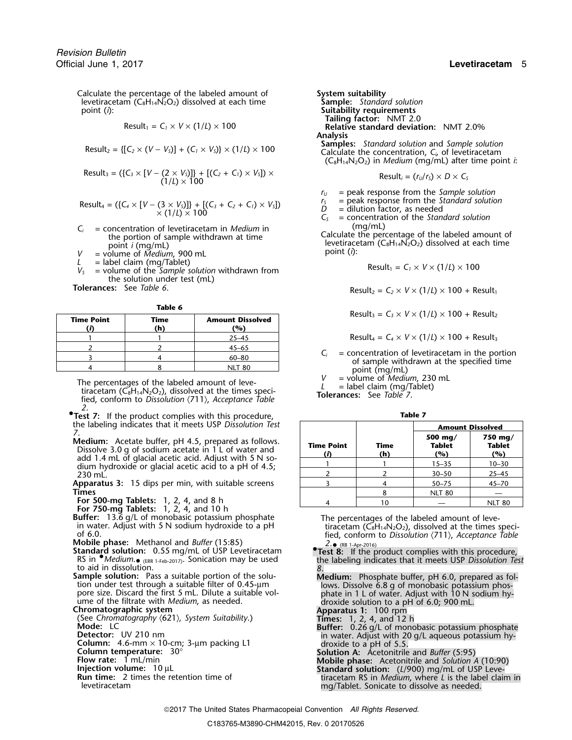Calculate the percentage of the labeled amount of levetiracetam ($C_8H_{14}N_2O_2$) dissolved at each time point ($i$):

$$\text{Result}_1 = C_1 \times V \times (1/L) \times 100$$

$$\text{Result}_2 = \{[C_2 \times (V - V_S)] + (C_1 \times V_S)\} \times (1/L) \times 100$$

$$\text{Result}_3 = (\{C_3 \times [V - (2 \times V_S)]\} + [(C_2 + C_1) \times V_S]) \times (1/L) \times 100$$

$$\text{Result}_4 = (\{C_4 \times [V - (3 \times V_S)]\} + [(C_3 + C_2 + C_1) \times V_S]) \times (1/L) \times 100$$

$C_i$ = concentration of levetiracetam in *Medium* in the portion of sample withdrawn at time point $i$ (mg/mL)
$V$ = volume of *Medium*, 900 mL
$L$ = label claim (mg/Tablet)
$V_S$ = volume of the *Sample solution* withdrawn from the solution under test (mL)

**Tolerances:** See *Table 6*.

**Table 6**

| Time Point ($i$) | Time (h) | Amount Dissolved (%) |
|---|---|---|
| 1 | 1 | 25–45 |
| 2 | 2 | 45–65 |
| 3 | 4 | 60–80 |
| 4 | 8 | NLT 80 |

The percentages of the labeled amount of levetiracetam ($C_8H_{14}N_2O_2$), dissolved at the times specified, conform to *Dissolution* ⟨711⟩, *Acceptance Table 2*.

•**Test 7:** If the product complies with this procedure, the labeling indicates that it meets USP *Dissolution Test 7*.

**Medium:** Acetate buffer, pH 4.5, prepared as follows. Dissolve 3.0 g of sodium acetate in 1 L of water and add 1.4 mL of glacial acetic acid. Adjust with 5 N sodium hydroxide or glacial acetic acid to a pH of 4.5; 230 mL.

**Apparatus 3:** 15 dips per min, with suitable screens

**Times**

**For 500-mg Tablets:** 1, 2, 4, and 8 h

**For 750-mg Tablets:** 1, 2, 4, and 10 h

**Buffer:** 13.6 g/L of monobasic potassium phosphate in water. Adjust with 5 N sodium hydroxide to a pH of 6.0.

**Mobile phase:** Methanol and *Buffer* (15:85)

**Standard solution:** 0.55 mg/mL of USP Levetiracetam RS in •*Medium*.• (ERR 1-Feb-2017). Sonication may be used to aid in dissolution.

**Sample solution:** Pass a suitable portion of the solution under test through a suitable filter of 0.45-µm pore size. Discard the first 5 mL. Dilute a suitable volume of the filtrate with *Medium*, as needed.

**Chromatographic system**

(See *Chromatography* ⟨621⟩, *System Suitability*.)

**Mode:** LC

**Detector:** UV 210 nm

**Column:** 4.6-mm × 10-cm; 3-µm packing L1

**Column temperature:** 30°

**Flow rate:** 1 mL/min

**Injection volume:** 10 µL

**Run time:** 2 times the retention time of levetiracetam

**System suitability**

**Sample:** *Standard solution*

**Suitability requirements**

**Tailing factor:** NMT 2.0

**Relative standard deviation:** NMT 2.0%

**Analysis**

**Samples:** *Standard solution* and *Sample solution*

Calculate the concentration, $C_i$, of levetiracetam ($C_8H_{14}N_2O_2$) in *Medium* (mg/mL) after time point $i$:

$$\text{Result}_i = (r_U/r_S) \times D \times C_S$$

$r_U$ = peak response from the *Sample solution*
$r_S$ = peak response from the *Standard solution*
$D$ = dilution factor, as needed
$C_S$ = concentration of the *Standard solution* (mg/mL)

Calculate the percentage of the labeled amount of levetiracetam ($C_8H_{14}N_2O_2$) dissolved at each time point ($i$):

$$\text{Result}_1 = C_1 \times V \times (1/L) \times 100$$

$$\text{Result}_2 = C_2 \times V \times (1/L) \times 100 + \text{Result}_1$$

$$\text{Result}_3 = C_3 \times V \times (1/L) \times 100 + \text{Result}_2$$

$$\text{Result}_4 = C_4 \times V \times (1/L) \times 100 + \text{Result}_3$$

$C_i$ = concentration of levetiracetam in the portion of sample withdrawn at the specified time point (mg/mL)
$V$ = volume of *Medium*, 230 mL
$L$ = label claim (mg/Tablet)

**Tolerances:** See *Table 7*.

**Table 7**

| Time Point ($i$) | Time (h) | Amount Dissolved 500 mg/Tablet (%) | Amount Dissolved 750 mg/Tablet (%) |
|---|---|---|---|
| 1 | 1 | 15–35 | 10–30 |
| 2 | 2 | 30–50 | 25–45 |
| 3 | 4 | 50–75 | 45–70 |
| 4 | 8 | NLT 80 | — |
| 4 | 10 | — | NLT 80 |

The percentages of the labeled amount of levetiracetam ($C_8H_{14}N_2O_2$), dissolved at the times specified, conform to *Dissolution* ⟨711⟩, *Acceptance Table 2*.• (RB 1-Apr-2016)

•**Test 8:** If the product complies with this procedure, the labeling indicates that it meets USP *Dissolution Test 8*.

**Medium:** Phosphate buffer, pH 6.0, prepared as follows. Dissolve 6.8 g of monobasic potassium phosphate in 1 L of water. Adjust with 10 N sodium hydroxide solution to a pH of 6.0; 900 mL.

**Apparatus 1:** 100 rpm

**Times:** 1, 2, 4, and 12 h

**Buffer:** 0.26 g/L of monobasic potassium phosphate in water. Adjust with 20 g/L aqueous potassium hydroxide to a pH of 5.5.

**Solution A:** Acetonitrile and *Buffer* (5:95)

**Mobile phase:** Acetonitrile and *Solution A* (10:90)

**Standard solution:** ($L$/900) mg/mL of USP Levetiracetam RS in *Medium*, where $L$ is the label claim in mg/Tablet. Sonicate to dissolve as needed.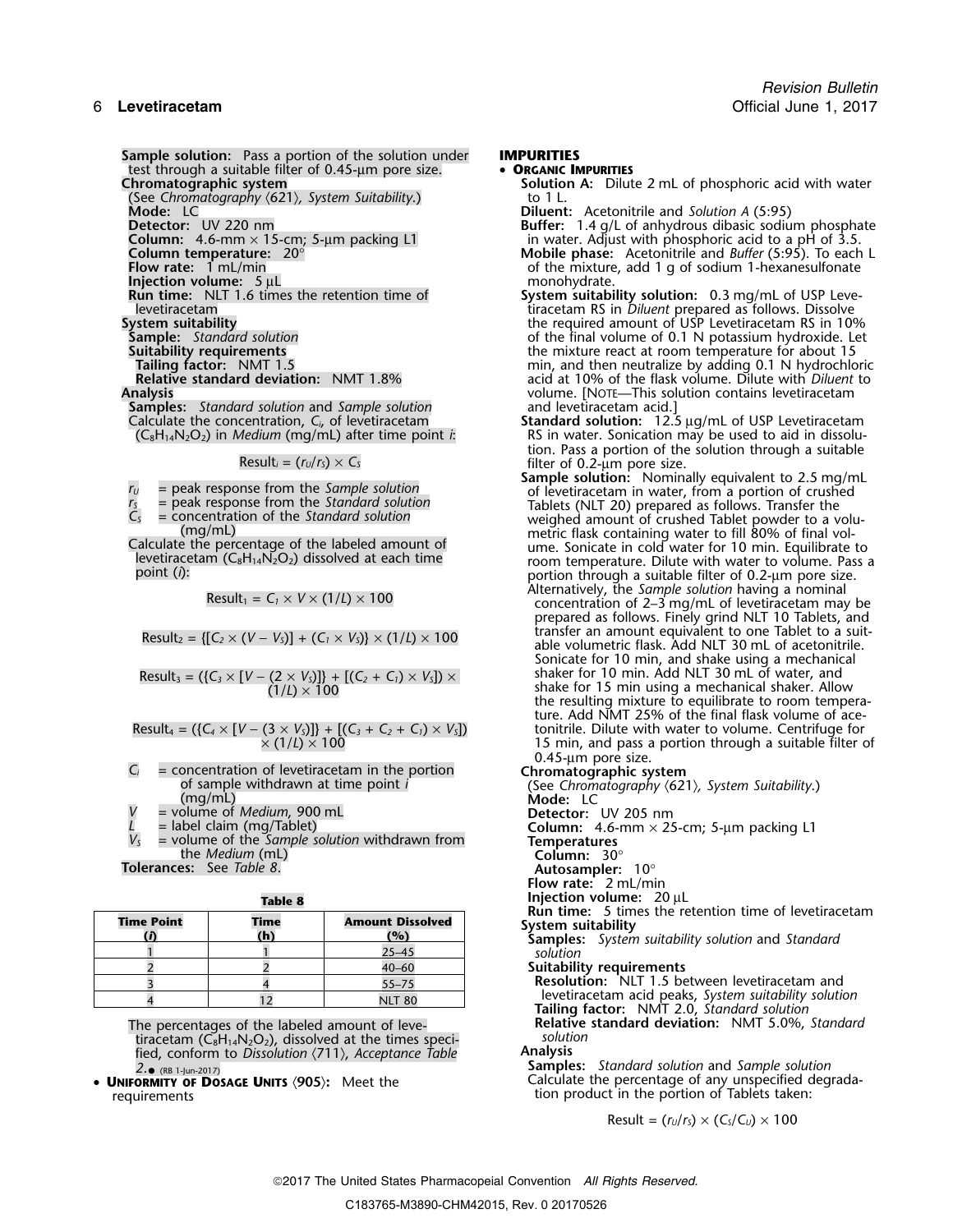**Sample solution:** Pass a portion of the solution under test through a suitable filter of 0.45-µm pore size.

**Chromatographic system**

(See *Chromatography* ⟨621⟩, *System Suitability*.)

**Mode:** LC

**Detector:** UV 220 nm

**Column:** 4.6-mm × 15-cm; 5-µm packing L1

**Column temperature:** 20°

**Flow rate:** 1 mL/min

**Injection volume:** 5 µL

**Run time:** NLT 1.6 times the retention time of levetiracetam

**System suitability**

**Sample:** *Standard solution*

**Suitability requirements**

**Tailing factor:** NMT 1.5

**Relative standard deviation:** NMT 1.8%

**Analysis**

**Samples:** *Standard solution* and *Sample solution*

Calculate the concentration, $C_i$, of levetiracetam ($C_8H_{14}N_2O_2$) in *Medium* (mg/mL) after time point *i*:

$$\text{Result}_i = (r_U/r_S) \times C_S$$

$r_U$ = peak response from the *Sample solution*
$r_S$ = peak response from the *Standard solution*
$C_S$ = concentration of the *Standard solution* (mg/mL)

Calculate the percentage of the labeled amount of levetiracetam ($C_8H_{14}N_2O_2$) dissolved at each time point (*i*):

$$\text{Result}_1 = C_1 \times V \times (1/L) \times 100$$

$$\text{Result}_2 = \{[C_2 \times (V - V_S)] + (C_1 \times V_S)\} \times (1/L) \times 100$$

$$\text{Result}_3 = (\{C_3 \times [V - (2 \times V_S)]\} + [(C_2 + C_1) \times V_S]) \times (1/L) \times 100$$

$$\text{Result}_4 = (\{C_4 \times [V - (3 \times V_S)]\} + [(C_3 + C_2 + C_1) \times V_S]) \times (1/L) \times 100$$

$C_i$ = concentration of levetiracetam in the portion of sample withdrawn at time point *i* (mg/mL)
$V$ = volume of *Medium*, 900 mL
$L$ = label claim (mg/Tablet)
$V_S$ = volume of the *Sample solution* withdrawn from the *Medium* (mL)

**Tolerances:** See *Table 8*.

**Table 8**

| Time Point (*i*) | Time (h) | Amount Dissolved (%) |
|---|---|---|
| 1 | 1 | 25–45 |
| 2 | 2 | 40–60 |
| 3 | 4 | 55–75 |
| 4 | 12 | NLT 80 |

The percentages of the labeled amount of levetiracetam ($C_8H_{14}N_2O_2$), dissolved at the times specified, conform to *Dissolution* ⟨711⟩, *Acceptance Table 2*.● (RB 1-Jun-2017)

- **UNIFORMITY OF DOSAGE UNITS** ⟨905⟩**:** Meet the requirements

## IMPURITIES

- **ORGANIC IMPURITIES**

**Solution A:** Dilute 2 mL of phosphoric acid with water to 1 L.

**Diluent:** Acetonitrile and *Solution A* (5:95)

**Buffer:** 1.4 g/L of anhydrous dibasic sodium phosphate in water. Adjust with phosphoric acid to a pH of 3.5.

**Mobile phase:** Acetonitrile and *Buffer* (5:95). To each L of the mixture, add 1 g of sodium 1-hexanesulfonate monohydrate.

**System suitability solution:** 0.3 mg/mL of USP Levetiracetam RS in *Diluent* prepared as follows. Dissolve the required amount of USP Levetiracetam RS in 10% of the final volume of 0.1 N potassium hydroxide. Let the mixture react at room temperature for about 15 min, and then neutralize by adding 0.1 N hydrochloric acid at 10% of the flask volume. Dilute with *Diluent* to volume. [NOTE—This solution contains levetiracetam and levetiracetam acid.]

**Standard solution:** 12.5 µg/mL of USP Levetiracetam RS in water. Sonication may be used to aid in dissolution. Pass a portion of the solution through a suitable filter of 0.2-µm pore size.

**Sample solution:** Nominally equivalent to 2.5 mg/mL of levetiracetam in water, from a portion of crushed Tablets (NLT 20) prepared as follows. Transfer the weighed amount of crushed Tablet powder to a volumetric flask containing water to fill 80% of final volume. Sonicate in cold water for 10 min. Equilibrate to room temperature. Dilute with water to volume. Pass a portion through a suitable filter of 0.2-µm pore size. Alternatively, the *Sample solution* having a nominal concentration of 2–3 mg/mL of levetiracetam may be prepared as follows. Finely grind NLT 10 Tablets, and transfer an amount equivalent to one Tablet to a suitable volumetric flask. Add NLT 30 mL of acetonitrile. Sonicate for 10 min, and shake using a mechanical shaker for 10 min. Add NLT 30 mL of water, and shake for 15 min using a mechanical shaker. Allow the resulting mixture to equilibrate to room temperature. Add NMT 25% of the final flask volume of acetonitrile. Dilute with water to volume. Centrifuge for 15 min, and pass a portion through a suitable filter of 0.45-µm pore size.

**Chromatographic system**

(See *Chromatography* ⟨621⟩, *System Suitability*.)

**Mode:** LC

**Detector:** UV 205 nm

**Column:** 4.6-mm × 25-cm; 5-µm packing L1

**Temperatures**

**Column:** 30°

**Autosampler:** 10°

**Flow rate:** 2 mL/min

**Injection volume:** 20 µL

**Run time:** 5 times the retention time of levetiracetam

**System suitability**

**Samples:** *System suitability solution* and *Standard solution*

**Suitability requirements**

**Resolution:** NLT 1.5 between levetiracetam and levetiracetam acid peaks, *System suitability solution*

**Tailing factor:** NMT 2.0, *Standard solution*

**Relative standard deviation:** NMT 5.0%, *Standard solution*

**Analysis**

**Samples:** *Standard solution* and *Sample solution*

Calculate the percentage of any unspecified degradation product in the portion of Tablets taken:

$$\text{Result} = (r_U/r_S) \times (C_S/C_U) \times 100$$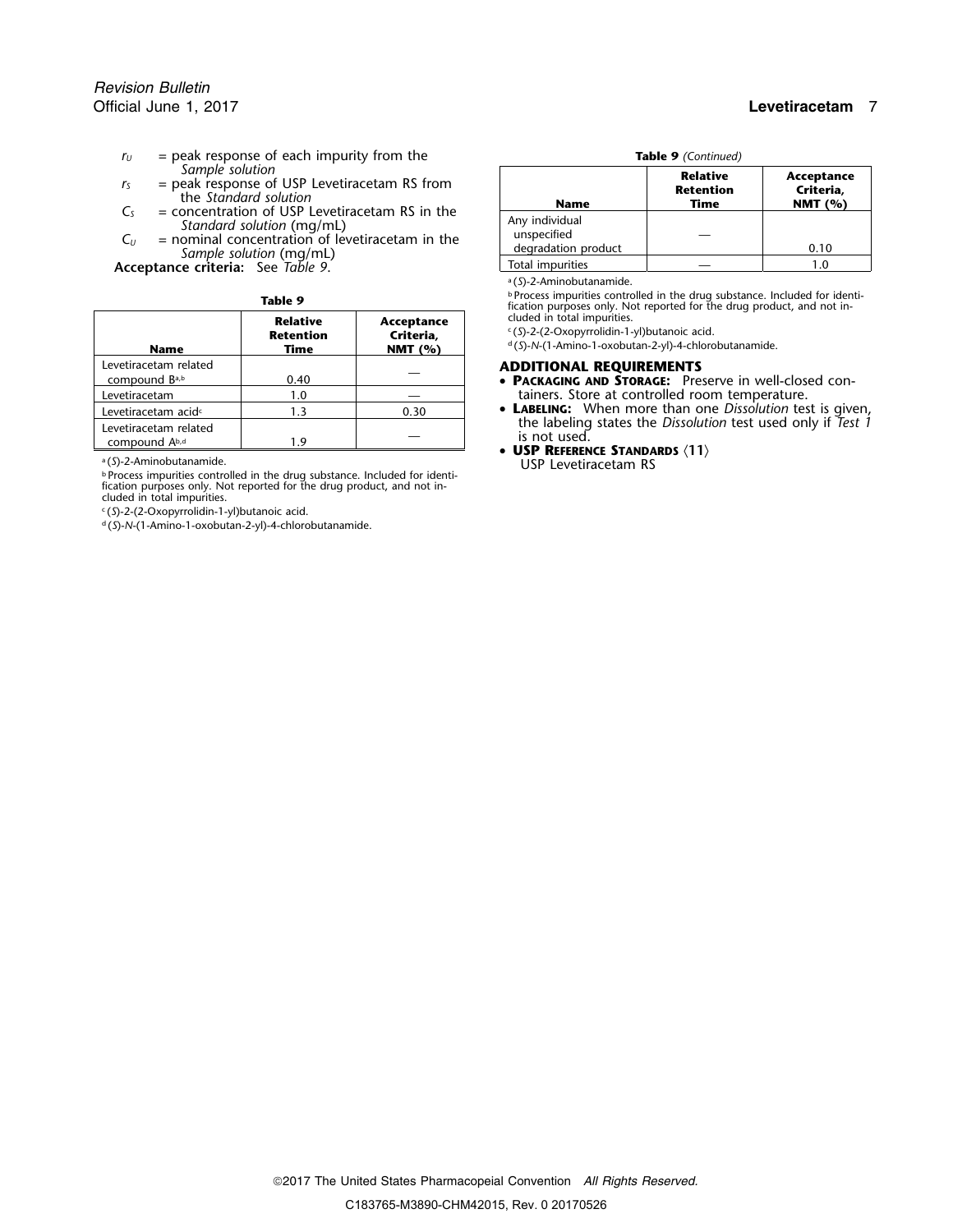$r_U$ = peak response of each impurity from the *Sample solution*
$r_S$ = peak response of USP Levetiracetam RS from the *Standard solution*
$C_S$ = concentration of USP Levetiracetam RS in the *Standard solution* (mg/mL)
$C_U$ = nominal concentration of levetiracetam in the *Sample solution* (mg/mL)

**Acceptance criteria:** See *Table 9*.

**Table 9**

| Name | Relative Retention Time | Acceptance Criteria, NMT (%) |
|---|---|---|
| Levetiracetam related compound B[a,b] | 0.40 | — |
| Levetiracetam | 1.0 | — |
| Levetiracetam acid[c] | 1.3 | 0.30 |
| Levetiracetam related compound A[b,d] | 1.9 | — |
| Any individual unspecified degradation product | — | 0.10 |
| Total impurities | — | 1.0 |

[a] (*S*)-2-Aminobutanamide.

[b] Process impurities controlled in the drug substance. Included for identification purposes only. Not reported for the drug product, and not included in total impurities.

[c] (*S*)-2-(2-Oxopyrrolidin-1-yl)butanoic acid.

[d] (*S*)-*N*-(1-Amino-1-oxobutan-2-yl)-4-chlorobutanamide.

## ADDITIONAL REQUIREMENTS

- **Packaging and Storage:** Preserve in well-closed containers. Store at controlled room temperature.
- **Labeling:** When more than one *Dissolution* test is given, the labeling states the *Dissolution* test used only if *Test 1* is not used.
- **USP Reference Standards** ⟨11⟩
  USP Levetiracetam RS